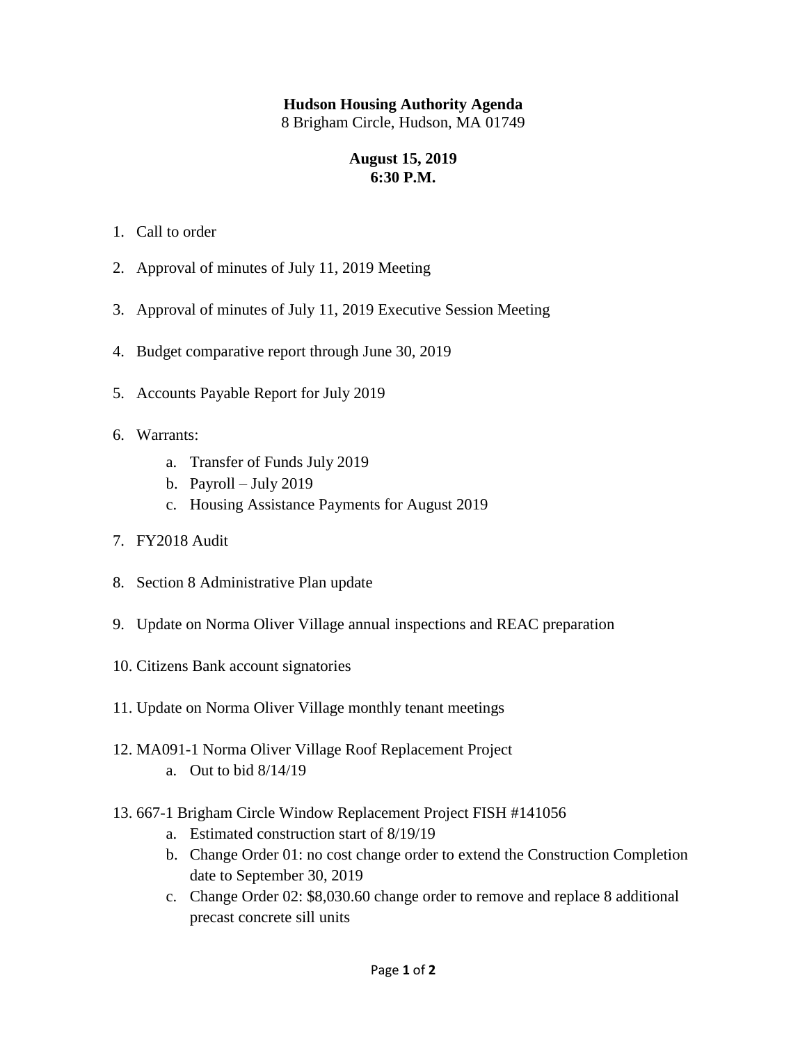**Hudson Housing Authority Agenda**

8 Brigham Circle, Hudson, MA 01749

**August 15, 2019**

**6:30 P.M.**

1. Call to order
2. Approval of minutes of July 11, 2019 Meeting
3. Approval of minutes of July 11, 2019 Executive Session Meeting
4. Budget comparative report through June 30, 2019
5. Accounts Payable Report for July 2019
6. Warrants:
   a. Transfer of Funds July 2019
   b. Payroll – July 2019
   c. Housing Assistance Payments for August 2019
7. FY2018 Audit
8. Section 8 Administrative Plan update
9. Update on Norma Oliver Village annual inspections and REAC preparation
10. Citizens Bank account signatories
11. Update on Norma Oliver Village monthly tenant meetings
12. MA091-1 Norma Oliver Village Roof Replacement Project
    a. Out to bid 8/14/19
13. 667-1 Brigham Circle Window Replacement Project FISH #141056
    a. Estimated construction start of 8/19/19
    b. Change Order 01: no cost change order to extend the Construction Completion date to September 30, 2019
    c. Change Order 02: $8,030.60 change order to remove and replace 8 additional precast concrete sill units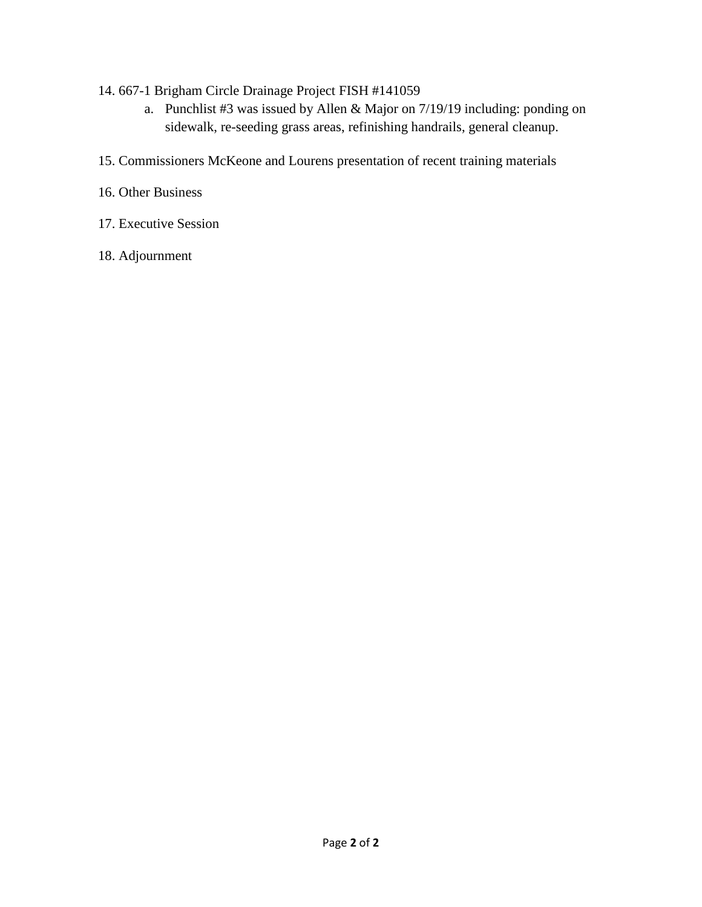14. 667-1 Brigham Circle Drainage Project FISH #141059
    a. Punchlist #3 was issued by Allen & Major on 7/19/19 including: ponding on sidewalk, re-seeding grass areas, refinishing handrails, general cleanup.

15. Commissioners McKeone and Lourens presentation of recent training materials

16. Other Business

17. Executive Session

18. Adjournment